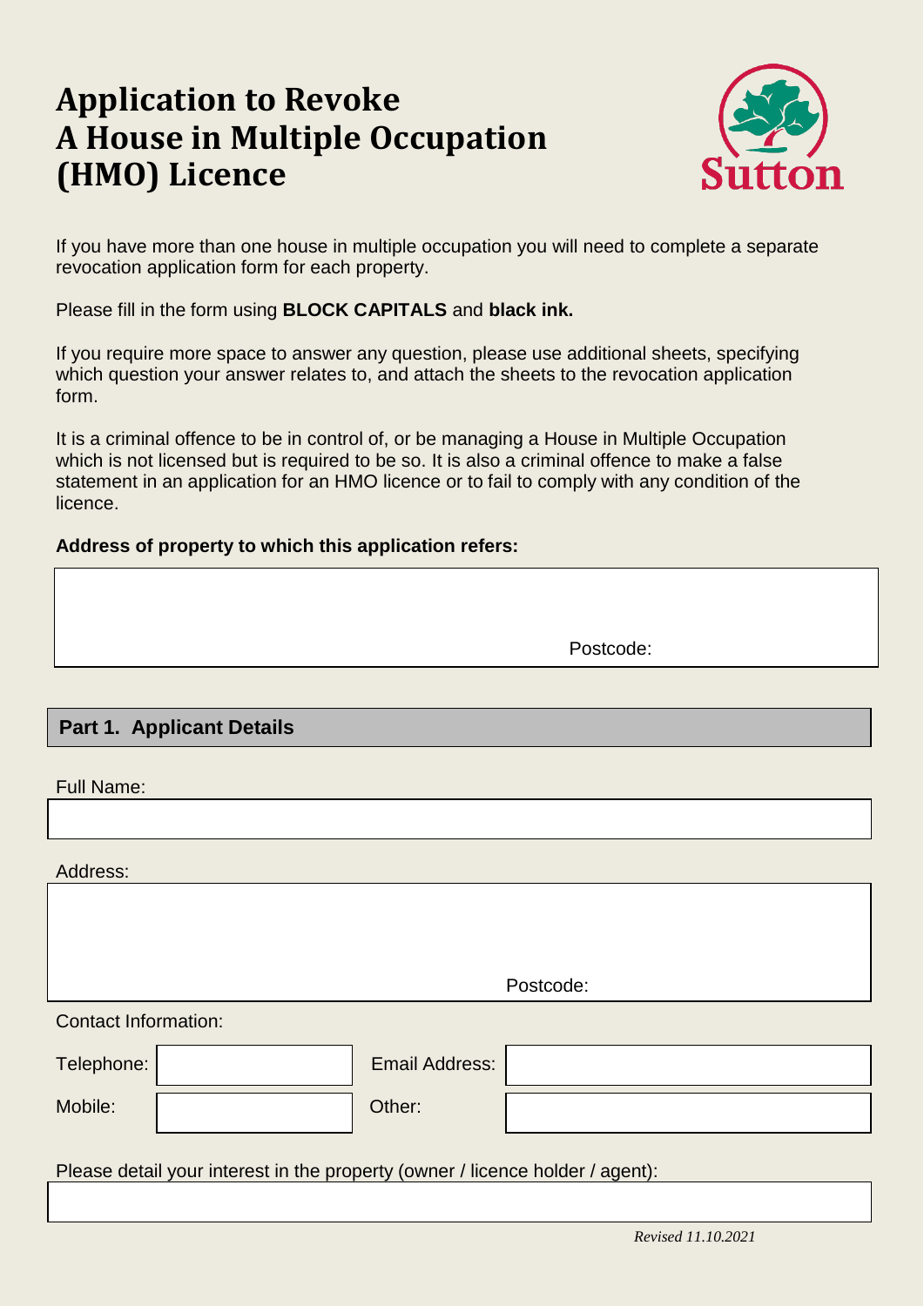# Application to Revoke A House in Multiple Occupation (HMO) Licence

If you have more than one house in multiple occupation you will need to complete a separate revocation application form for each property.

Please fill in the form using **BLOCK CAPITALS** and **black ink.**

If you require more space to answer any question, please use additional sheets, specifying which question your answer relates to, and attach the sheets to the revocation application form.

It is a criminal offence to be in control of, or be managing a House in Multiple Occupation which is not licensed but is required to be so. It is also a criminal offence to make a false statement in an application for an HMO licence or to fail to comply with any condition of the licence.

**Address of property to which this application refers:**

Postcode:

## Part 1. Applicant Details

Full Name:

Address:

Postcode:

Contact Information:

| Telephone: | | Email Address: | |
|---|---|---|---|
| Mobile: | | Other: | |

Please detail your interest in the property (owner / licence holder / agent):

*Revised 11.10.2021*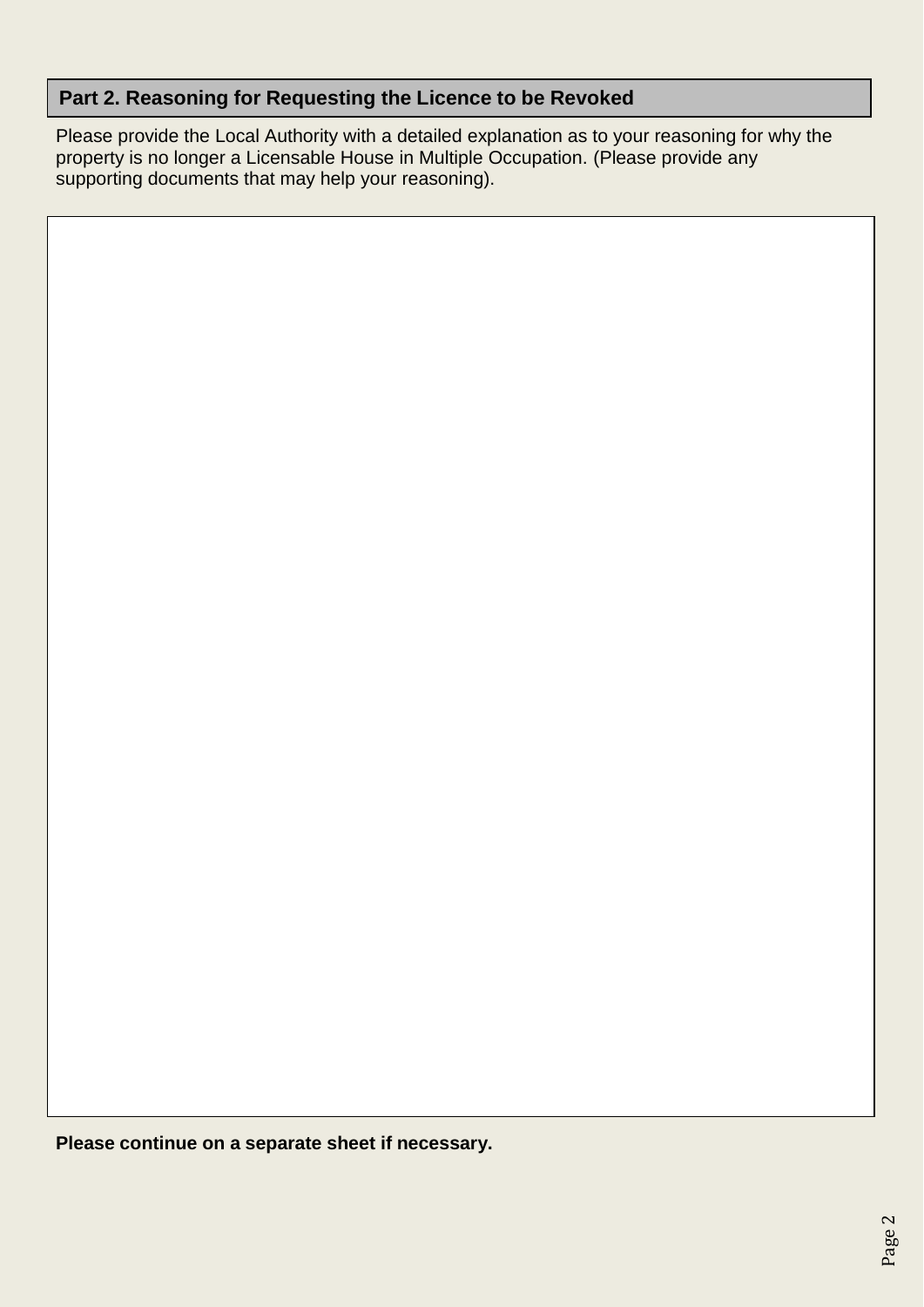## Part 2. Reasoning for Requesting the Licence to be Revoked

Please provide the Local Authority with a detailed explanation as to your reasoning for why the property is no longer a Licensable House in Multiple Occupation. (Please provide any supporting documents that may help your reasoning).

**Please continue on a separate sheet if necessary.**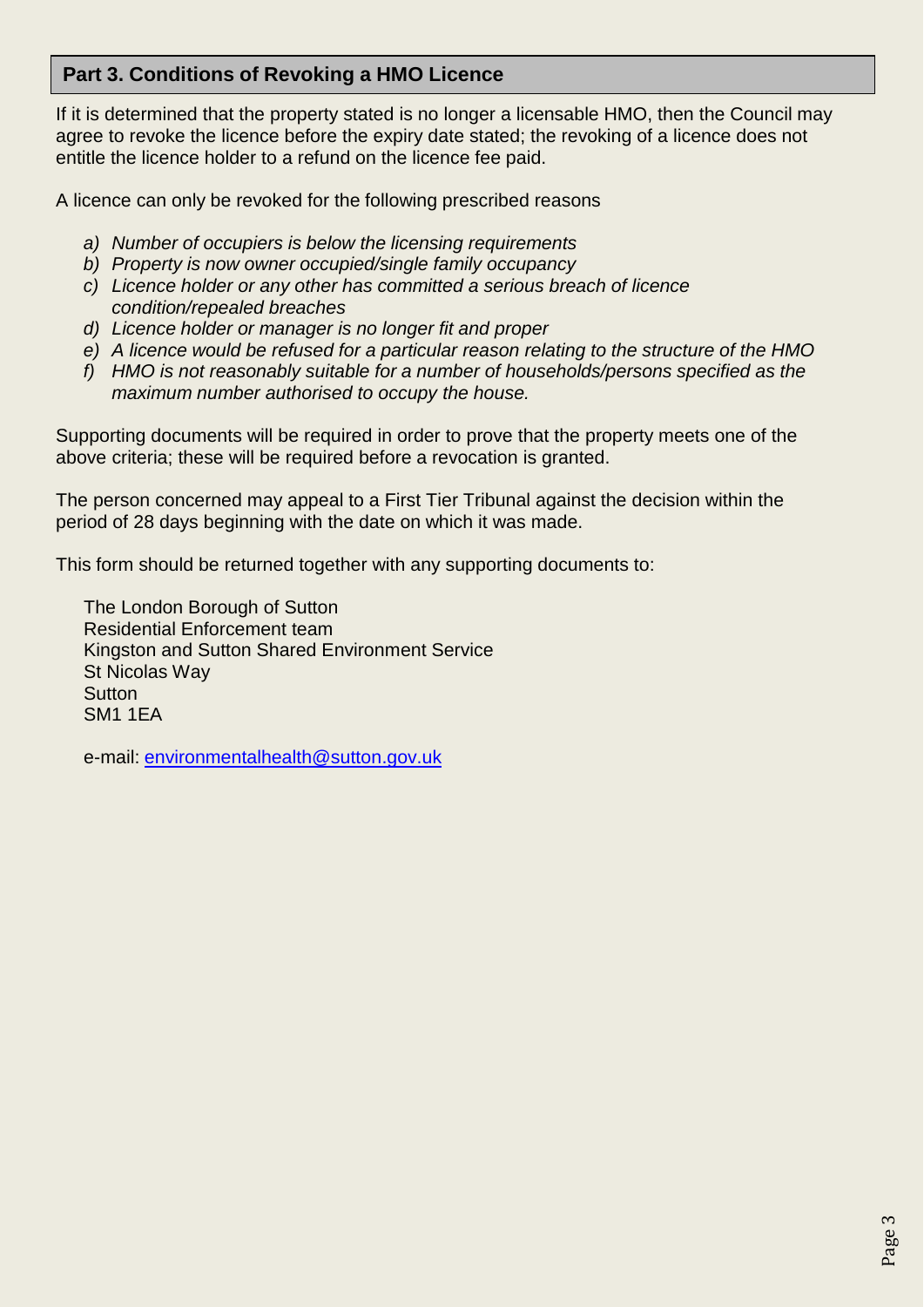## Part 3. Conditions of Revoking a HMO Licence

If it is determined that the property stated is no longer a licensable HMO, then the Council may agree to revoke the licence before the expiry date stated; the revoking of a licence does not entitle the licence holder to a refund on the licence fee paid.

A licence can only be revoked for the following prescribed reasons

a) *Number of occupiers is below the licensing requirements*
b) *Property is now owner occupied/single family occupancy*
c) *Licence holder or any other has committed a serious breach of licence condition/repealed breaches*
d) *Licence holder or manager is no longer fit and proper*
e) *A licence would be refused for a particular reason relating to the structure of the HMO*
f) *HMO is not reasonably suitable for a number of households/persons specified as the maximum number authorised to occupy the house.*

Supporting documents will be required in order to prove that the property meets one of the above criteria; these will be required before a revocation is granted.

The person concerned may appeal to a First Tier Tribunal against the decision within the period of 28 days beginning with the date on which it was made.

This form should be returned together with any supporting documents to:

The London Borough of Sutton
Residential Enforcement team
Kingston and Sutton Shared Environment Service
St Nicolas Way
Sutton
SM1 1EA

e-mail: environmentalhealth@sutton.gov.uk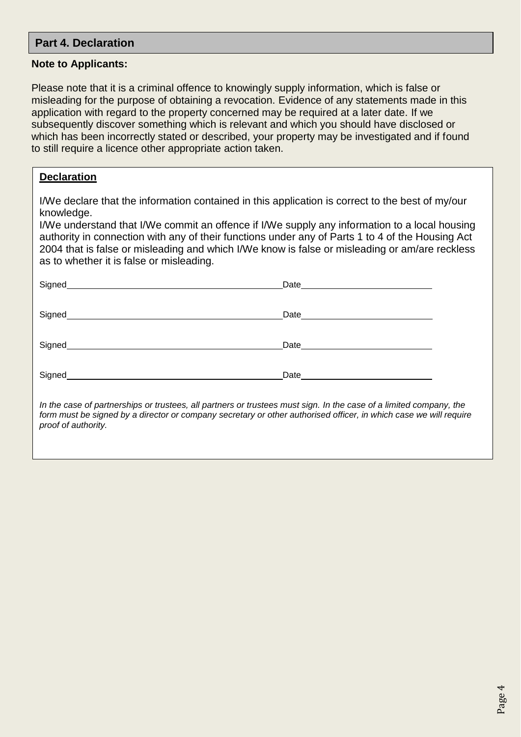## Part 4. Declaration

**Note to Applicants:**

Please note that it is a criminal offence to knowingly supply information, which is false or misleading for the purpose of obtaining a revocation. Evidence of any statements made in this application with regard to the property concerned may be required at a later date. If we subsequently discover something which is relevant and which you should have disclosed or which has been incorrectly stated or described, your property may be investigated and if found to still require a licence other appropriate action taken.

**Declaration**

I/We declare that the information contained in this application is correct to the best of my/our knowledge.

I/We understand that I/We commit an offence if I/We supply any information to a local housing authority in connection with any of their functions under any of Parts 1 to 4 of the Housing Act 2004 that is false or misleading and which I/We know is false or misleading or am/are reckless as to whether it is false or misleading.

Signed\_\_\_\_\_\_\_\_\_\_\_\_\_\_\_\_\_\_\_\_\_\_\_\_\_\_\_\_\_\_\_\_\_\_\_\_ Date\_\_\_\_\_\_\_\_\_\_\_\_\_\_\_\_\_\_\_\_\_\_

Signed\_\_\_\_\_\_\_\_\_\_\_\_\_\_\_\_\_\_\_\_\_\_\_\_\_\_\_\_\_\_\_\_\_\_\_\_ Date\_\_\_\_\_\_\_\_\_\_\_\_\_\_\_\_\_\_\_\_\_\_

Signed\_\_\_\_\_\_\_\_\_\_\_\_\_\_\_\_\_\_\_\_\_\_\_\_\_\_\_\_\_\_\_\_\_\_\_\_ Date\_\_\_\_\_\_\_\_\_\_\_\_\_\_\_\_\_\_\_\_\_\_

Signed\_\_\_\_\_\_\_\_\_\_\_\_\_\_\_\_\_\_\_\_\_\_\_\_\_\_\_\_\_\_\_\_\_\_\_\_ Date\_\_\_\_\_\_\_\_\_\_\_\_\_\_\_\_\_\_\_\_\_\_

*In the case of partnerships or trustees, all partners or trustees must sign. In the case of a limited company, the form must be signed by a director or company secretary or other authorised officer, in which case we will require proof of authority.*